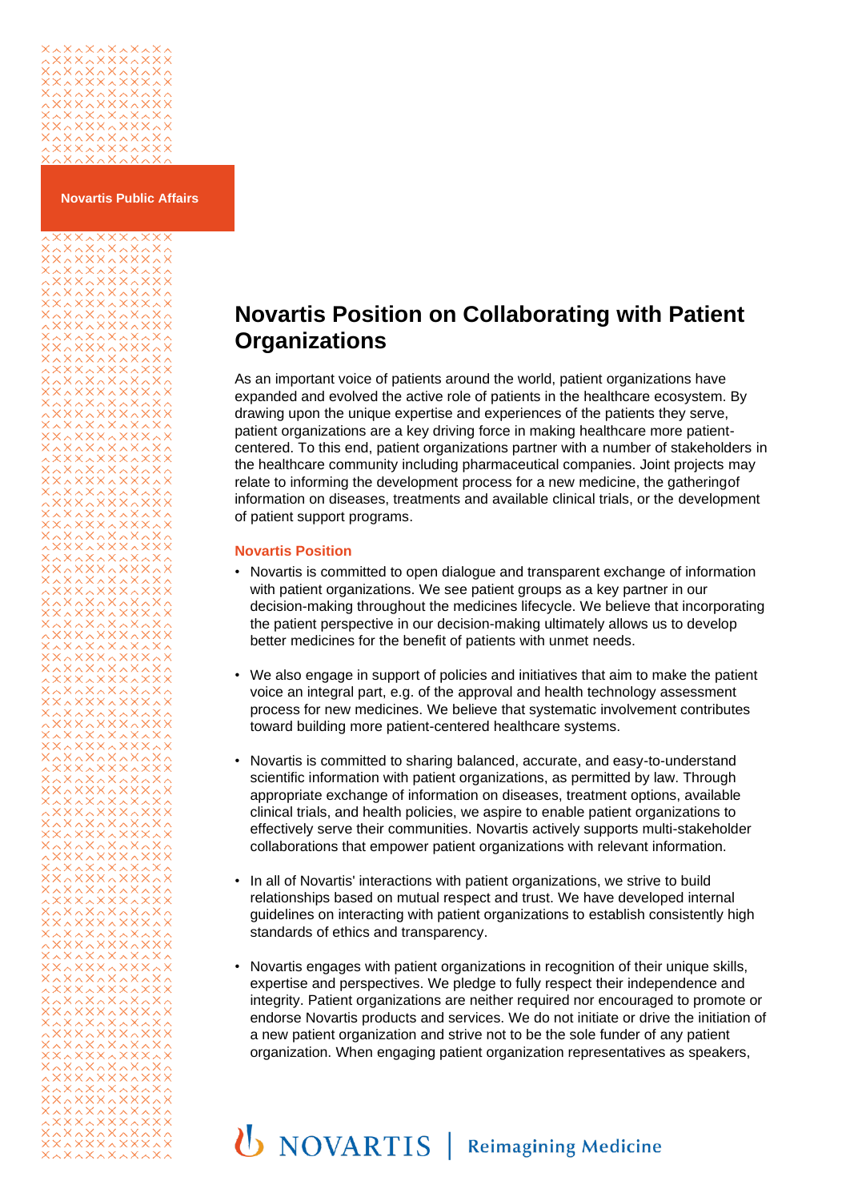Novartis Public Affairs

# Novartis Position on Collaborating with Patient Organizations

As an important voice of patients around the world, patient organizations have expanded and evolved the active role of patients in the healthcare ecosystem. By drawing upon the unique expertise and experiences of the patients they serve, patient organizations are a key driving force in making healthcare more patient-centered. To this end, patient organizations partner with a number of stakeholders in the healthcare community including pharmaceutical companies. Joint projects may relate to informing the development process for a new medicine, the gatheringof information on diseases, treatments and available clinical trials, or the development of patient support programs.

## Novartis Position

- Novartis is committed to open dialogue and transparent exchange of information with patient organizations. We see patient groups as a key partner in our decision-making throughout the medicines lifecycle. We believe that incorporating the patient perspective in our decision-making ultimately allows us to develop better medicines for the benefit of patients with unmet needs.

- We also engage in support of policies and initiatives that aim to make the patient voice an integral part, e.g. of the approval and health technology assessment process for new medicines. We believe that systematic involvement contributes toward building more patient-centered healthcare systems.

- Novartis is committed to sharing balanced, accurate, and easy-to-understand scientific information with patient organizations, as permitted by law. Through appropriate exchange of information on diseases, treatment options, available clinical trials, and health policies, we aspire to enable patient organizations to effectively serve their communities. Novartis actively supports multi-stakeholder collaborations that empower patient organizations with relevant information.

- In all of Novartis' interactions with patient organizations, we strive to build relationships based on mutual respect and trust. We have developed internal guidelines on interacting with patient organizations to establish consistently high standards of ethics and transparency.

- Novartis engages with patient organizations in recognition of their unique skills, expertise and perspectives. We pledge to fully respect their independence and integrity. Patient organizations are neither required nor encouraged to promote or endorse Novartis products and services. We do not initiate or drive the initiation of a new patient organization and strive not to be the sole funder of any patient organization. When engaging patient organization representatives as speakers,

NOVARTIS | Reimagining Medicine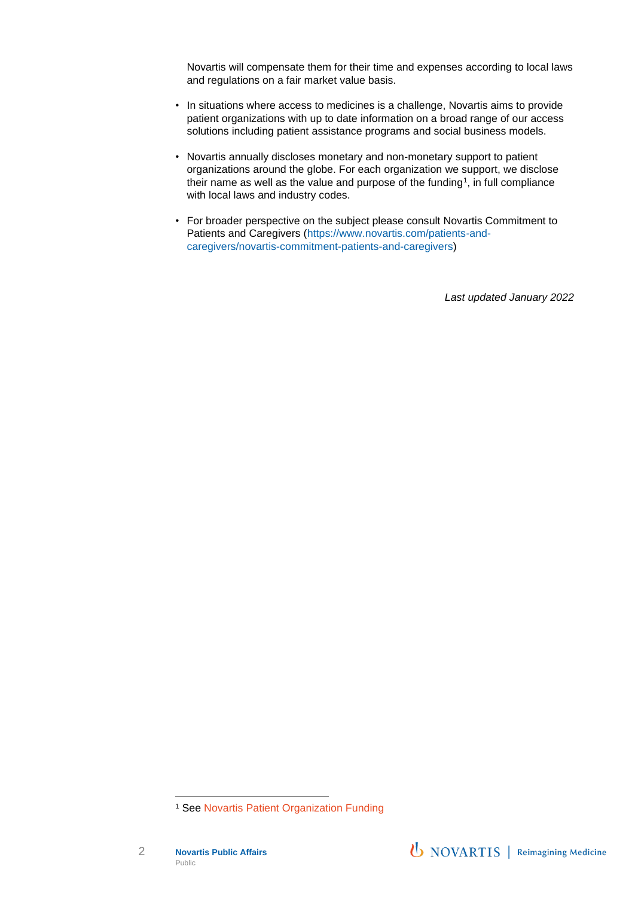Novartis will compensate them for their time and expenses according to local laws and regulations on a fair market value basis.

- In situations where access to medicines is a challenge, Novartis aims to provide patient organizations with up to date information on a broad range of our access solutions including patient assistance programs and social business models.
- Novartis annually discloses monetary and non-monetary support to patient organizations around the globe. For each organization we support, we disclose their name as well as the value and purpose of the funding[1], in full compliance with local laws and industry codes.
- For broader perspective on the subject please consult Novartis Commitment to Patients and Caregivers (https://www.novartis.com/patients-and-caregivers/novartis-commitment-patients-and-caregivers)

*Last updated January 2022*

[1] See Novartis Patient Organization Funding